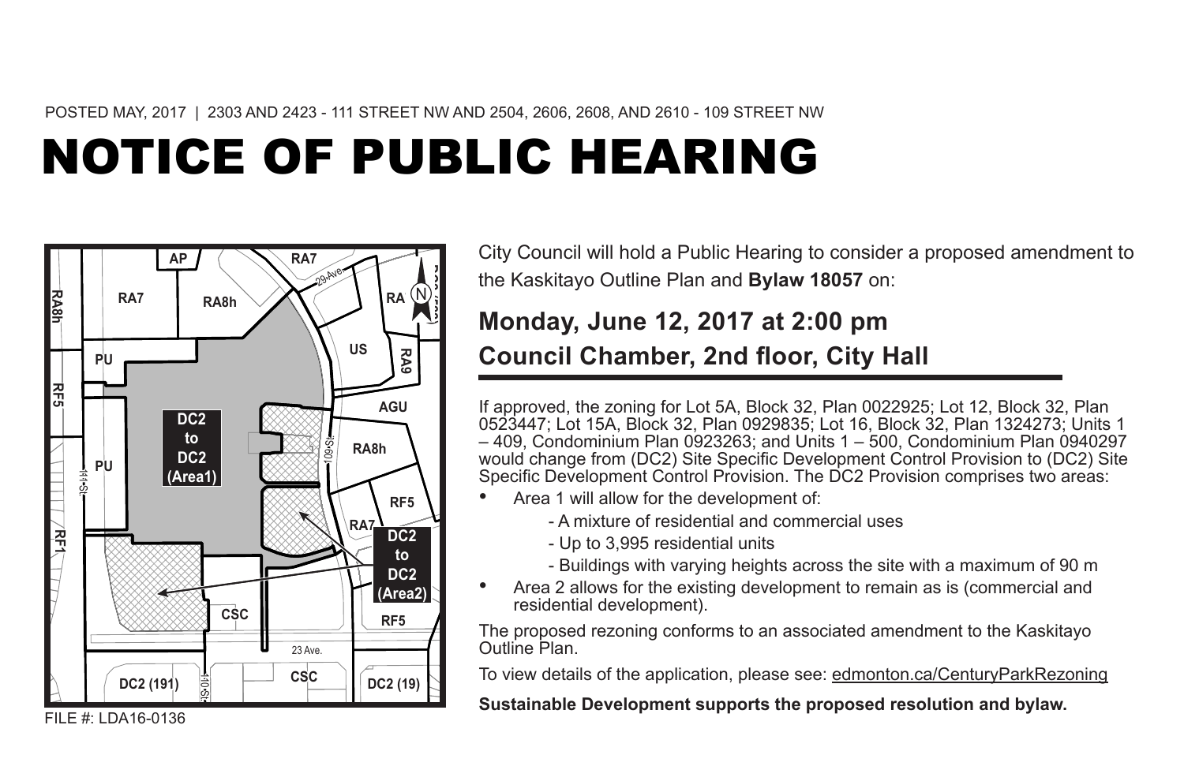POSTED MAY, 2017 | 2303 AND 2423 - 111 STREET NW AND 2504, 2606, 2608, AND 2610 - 109 STREET NW

# NOTICE OF PUBLIC HEARING

City Council will hold a Public Hearing to consider a proposed amendment to the Kaskitayo Outline Plan and **Bylaw 18057** on:

## Monday, June 12, 2017 at 2:00 pm
## Council Chamber, 2nd floor, City Hall

If approved, the zoning for Lot 5A, Block 32, Plan 0022925; Lot 12, Block 32, Plan 0523447; Lot 15A, Block 32, Plan 0929835; Lot 16, Block 32, Plan 1324273; Units 1 – 409, Condominium Plan 0923263; and Units 1 – 500, Condominium Plan 0940297 would change from (DC2) Site Specific Development Control Provision to (DC2) Site Specific Development Control Provision. The DC2 Provision comprises two areas:

- Area 1 will allow for the development of:
  - A mixture of residential and commercial uses
  - Up to 3,995 residential units
  - Buildings with varying heights across the site with a maximum of 90 m
- Area 2 allows for the existing development to remain as is (commercial and residential development).

The proposed rezoning conforms to an associated amendment to the Kaskitayo Outline Plan.

To view details of the application, please see: edmonton.ca/CenturyParkRezoning

**Sustainable Development supports the proposed resolution and bylaw.**

FILE #: LDA16-0136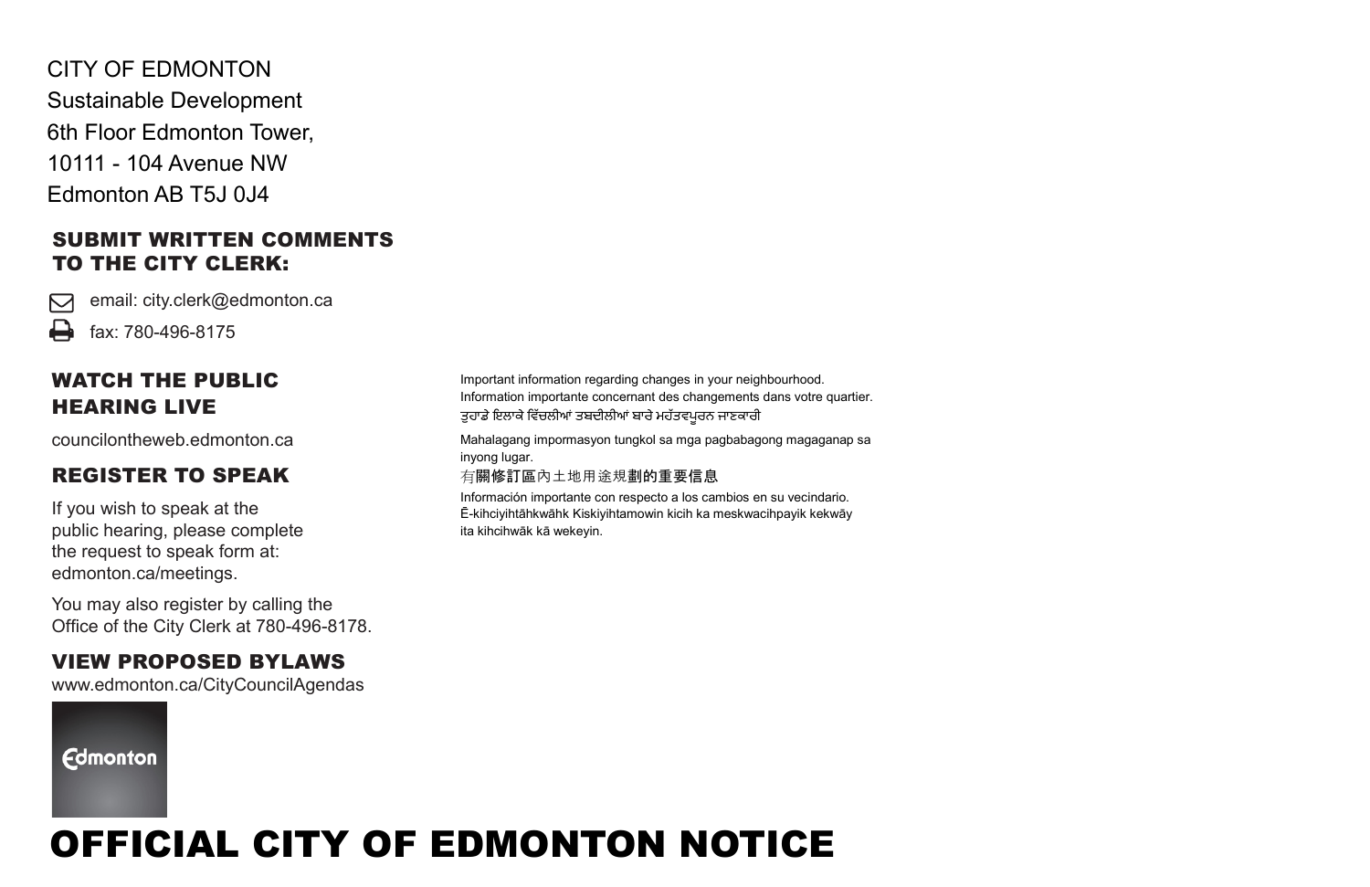CITY OF EDMONTON
Sustainable Development
6th Floor Edmonton Tower,
10111 - 104 Avenue NW
Edmonton AB T5J 0J4

## SUBMIT WRITTEN COMMENTS TO THE CITY CLERK:

email: city.clerk@edmonton.ca

fax: 780-496-8175

## WATCH THE PUBLIC HEARING LIVE

councilontheweb.edmonton.ca

## REGISTER TO SPEAK

If you wish to speak at the public hearing, please complete the request to speak form at: edmonton.ca/meetings.

You may also register by calling the Office of the City Clerk at 780-496-8178.

## VIEW PROPOSED BYLAWS

www.edmonton.ca/CityCouncilAgendas

Important information regarding changes in your neighbourhood.
Information importante concernant des changements dans votre quartier.
ਤੁਹਾਡੇ ਇਲਾਕੇ ਵਿੱਚਲੀਆਂ ਤਬਦੀਲੀਆਂ ਬਾਰੇ ਮਹੱਤਵਪੂਰਨ ਜਾਣਕਾਰੀ

Mahalagang impormasyon tungkol sa mga pagbabagong magaganap sa inyong lugar.

有關修訂區內土地用途規劃的重要信息

Información importante con respecto a los cambios en su vecindario.
Ē-kihciyihtāhkwāhk Kiskiyihtamowin kicih ka meskwacihpayik kekwāy ita kihcihwāk kā wekeyin.

Edmonton

# OFFICIAL CITY OF EDMONTON NOTICE